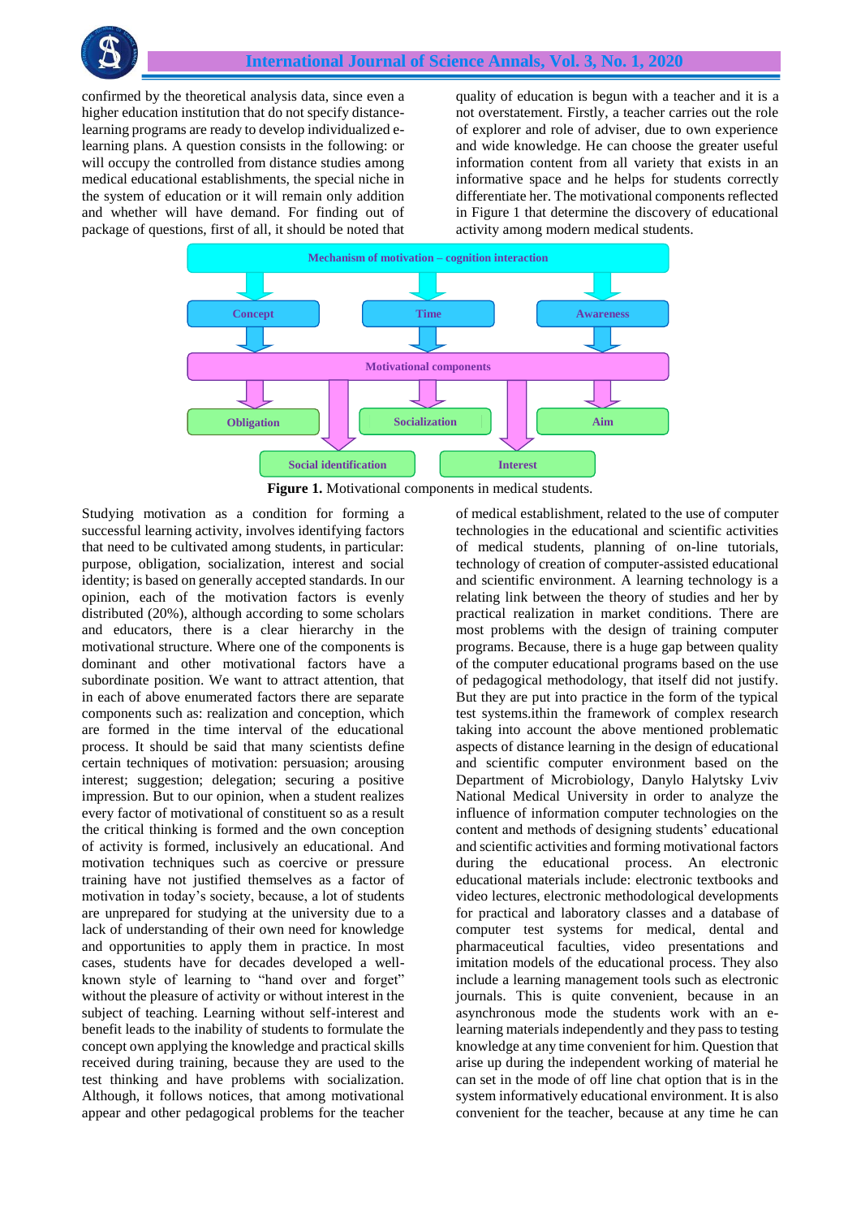confirmed by the theoretical analysis data, since even a higher education institution that do not specify distance-learning programs are ready to develop individualized e-learning plans. A question consists in the following: or will occupy the controlled from distance studies among medical educational establishments, the special niche in the system of education or it will remain only addition and whether will have demand. For finding out of package of questions, first of all, it should be noted that quality of education is begun with a teacher and it is a not overstatement. Firstly, a teacher carries out the role of explorer and role of adviser, due to own experience and wide knowledge. He can choose the greater useful information content from all variety that exists in an informative space and he helps for students correctly differentiate her. The motivational components reflected in Figure 1 that determine the discovery of educational activity among modern medical students.

Mechanism of motivation – cognition interaction

Concept

Time

Awareness

Motivational components

Obligation

Socialization

Aim

Social identification

Interest

**Figure 1.** Motivational components in medical students.

Studying motivation as a condition for forming a successful learning activity, involves identifying factors that need to be cultivated among students, in particular: purpose, obligation, socialization, interest and social identity; is based on generally accepted standards. In our opinion, each of the motivation factors is evenly distributed (20%), although according to some scholars and educators, there is a clear hierarchy in the motivational structure. Where one of the components is dominant and other motivational factors have a subordinate position. We want to attract attention, that in each of above enumerated factors there are separate components such as: realization and conception, which are formed in the time interval of the educational process. It should be said that many scientists define certain techniques of motivation: persuasion; arousing interest; suggestion; delegation; securing a positive impression. But to our opinion, when a student realizes every factor of motivational of constituent so as a result the critical thinking is formed and the own conception of activity is formed, inclusively an educational. And motivation techniques such as coercive or pressure training have not justified themselves as a factor of motivation in today’s society, because, a lot of students are unprepared for studying at the university due to a lack of understanding of their own need for knowledge and opportunities to apply them in practice. In most cases, students have for decades developed a well-known style of learning to “hand over and forget” without the pleasure of activity or without interest in the subject of teaching. Learning without self-interest and benefit leads to the inability of students to formulate the concept own applying the knowledge and practical skills received during training, because they are used to the test thinking and have problems with socialization. Although, it follows notices, that among motivational appear and other pedagogical problems for the teacher of medical establishment, related to the use of computer technologies in the educational and scientific activities of medical students, planning of on-line tutorials, technology of creation of computer-assisted educational and scientific environment. A learning technology is a relating link between the theory of studies and her by practical realization in market conditions. There are most problems with the design of training computer programs. Because, there is a huge gap between quality of the computer educational programs based on the use of pedagogical methodology, that itself did not justify. But they are put into practice in the form of the typical test systems.ithin the framework of complex research taking into account the above mentioned problematic aspects of distance learning in the design of educational and scientific computer environment based on the Department of Microbiology, Danylo Halytsky Lviv National Medical University in order to analyze the influence of information computer technologies on the content and methods of designing students’ educational and scientific activities and forming motivational factors during the educational process. An electronic educational materials include: electronic textbooks and video lectures, electronic methodological developments for practical and laboratory classes and a database of computer test systems for medical, dental and pharmaceutical faculties, video presentations and imitation models of the educational process. They also include a learning management tools such as electronic journals. This is quite convenient, because in an asynchronous mode the students work with an e-learning materials independently and they pass to testing knowledge at any time convenient for him. Question that arise up during the independent working of material he can set in the mode of off line chat option that is in the system informatively educational environment. It is also convenient for the teacher, because at any time he can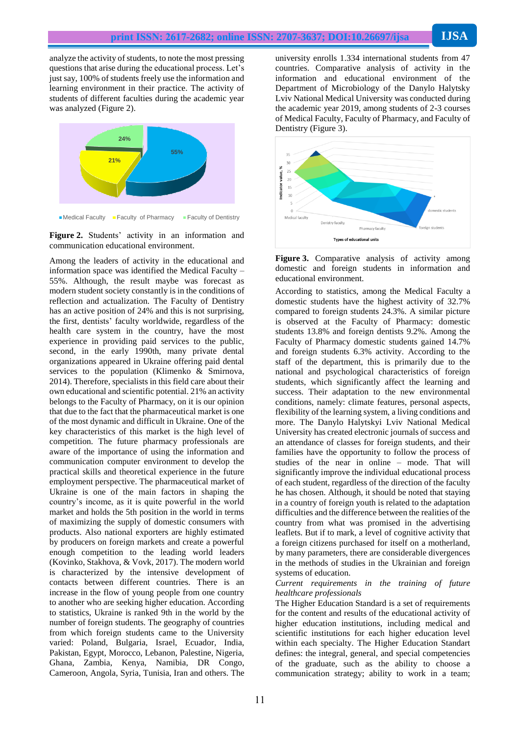analyze the activity of students, to note the most pressing questions that arise during the educational process. Let's just say, 100% of students freely use the information and learning environment in their practice. The activity of students of different faculties during the academic year was analyzed (Figure 2).

**Figure 2.** Students' activity in an information and communication educational environment.

Among the leaders of activity in the educational and information space was identified the Medical Faculty – 55%. Although, the result maybe was forecast as modern student society constantly is in the conditions of reflection and actualization. The Faculty of Dentistry has an active position of 24% and this is not surprising, the first, dentists' faculty worldwide, regardless of the health care system in the country, have the most experience in providing paid services to the public, second, in the early 1990th, many private dental organizations appeared in Ukraine offering paid dental services to the population (Klimenko & Smirnova, 2014). Therefore, specialists in this field care about their own educational and scientific potential. 21% an activity belongs to the Faculty of Pharmacy, on it is our opinion that due to the fact that the pharmaceutical market is one of the most dynamic and difficult in Ukraine. One of the key characteristics of this market is the high level of competition. The future pharmacy professionals are aware of the importance of using the information and communication computer environment to develop the practical skills and theoretical experience in the future employment perspective. The pharmaceutical market of Ukraine is one of the main factors in shaping the country's income, as it is quite powerful in the world market and holds the 5th position in the world in terms of maximizing the supply of domestic consumers with products. Also national exporters are highly estimated by producers on foreign markets and create a powerful enough competition to the leading world leaders (Kovinko, Stakhova, & Vovk, 2017). The modern world is characterized by the intensive development of contacts between different countries. There is an increase in the flow of young people from one country to another who are seeking higher education. According to statistics, Ukraine is ranked 9th in the world by the number of foreign students. The geography of countries from which foreign students came to the University varied: Poland, Bulgaria, Israel, Ecuador, India, Pakistan, Egypt, Morocco, Lebanon, Palestine, Nigeria, Ghana, Zambia, Kenya, Namibia, DR Congo, Cameroon, Angola, Syria, Tunisia, Iran and others. The university enrolls 1.334 international students from 47 countries. Comparative analysis of activity in the information and educational environment of the Department of Microbiology of the Danylo Halytsky Lviv National Medical University was conducted during the academic year 2019, among students of 2-3 courses of Medical Faculty, Faculty of Pharmacy, and Faculty of Dentistry (Figure 3).

**Figure 3.** Comparative analysis of activity among domestic and foreign students in information and educational environment.

According to statistics, among the Medical Faculty a domestic students have the highest activity of 32.7% compared to foreign students 24.3%. A similar picture is observed at the Faculty of Pharmacy: domestic students 13.8% and foreign dentists 9.2%. Among the Faculty of Pharmacy domestic students gained 14.7% and foreign students 6.3% activity. According to the staff of the department, this is primarily due to the national and psychological characteristics of foreign students, which significantly affect the learning and success. Their adaptation to the new environmental conditions, namely: climate features, personal aspects, flexibility of the learning system, a living conditions and more. The Danylo Halytskyi Lviv National Medical University has created electronic journals of success and an attendance of classes for foreign students, and their families have the opportunity to follow the process of studies of the near in online – mode. That will significantly improve the individual educational process of each student, regardless of the direction of the faculty he has chosen. Although, it should be noted that staying in a country of foreign youth is related to the adaptation difficulties and the difference between the realities of the country from what was promised in the advertising leaflets. But if to mark, a level of cognitive activity that a foreign citizens purchased for itself on a motherland, by many parameters, there are considerable divergences in the methods of studies in the Ukrainian and foreign systems of education.

*Current requirements in the training of future healthcare professionals*

The Higher Education Standard is a set of requirements for the content and results of the educational activity of higher education institutions, including medical and scientific institutions for each higher education level within each specialty. The Higher Education Standart defines: the integral, general, and special competencies of the graduate, such as the ability to choose a communication strategy; ability to work in a team;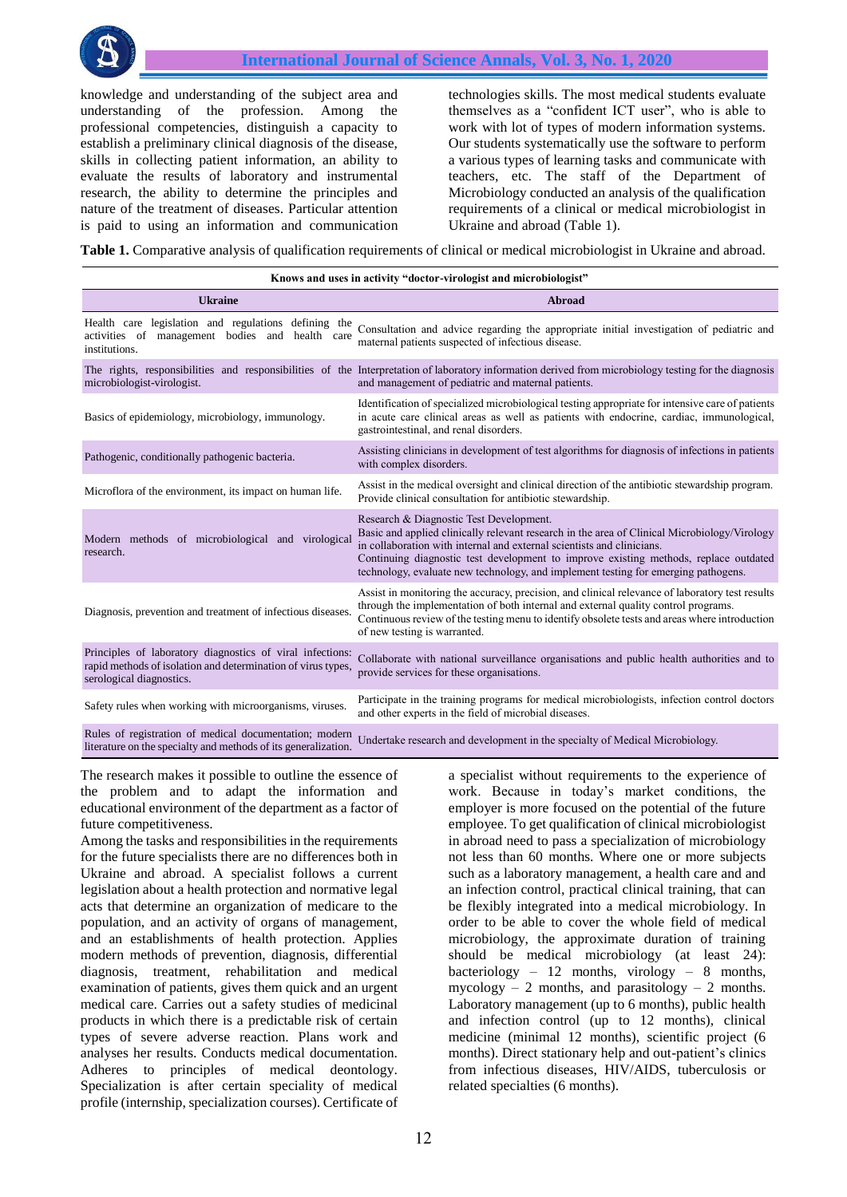knowledge and understanding of the subject area and understanding of the profession. Among the professional competencies, distinguish a capacity to establish a preliminary clinical diagnosis of the disease, skills in collecting patient information, an ability to evaluate the results of laboratory and instrumental research, the ability to determine the principles and nature of the treatment of diseases. Particular attention is paid to using an information and communication technologies skills. The most medical students evaluate themselves as a "confident ICT user", who is able to work with lot of types of modern information systems. Our students systematically use the software to perform a various types of learning tasks and communicate with teachers, etc. The staff of the Department of Microbiology conducted an analysis of the qualification requirements of a clinical or medical microbiologist in Ukraine and abroad (Table 1).

**Table 1.** Comparative analysis of qualification requirements of clinical or medical microbiologist in Ukraine and abroad.

| Knows and uses in activity "doctor-virologist and microbiologist" | |
|---|---|
| **Ukraine** | **Abroad** |
| Health care legislation and regulations defining the activities of management bodies and health care institutions. | Consultation and advice regarding the appropriate initial investigation of pediatric and maternal patients suspected of infectious disease. |
| The rights, responsibilities and responsibilities of the microbiologist-virologist. | Interpretation of laboratory information derived from microbiology testing for the diagnosis and management of pediatric and maternal patients. |
| Basics of epidemiology, microbiology, immunology. | Identification of specialized microbiological testing appropriate for intensive care of patients in acute care clinical areas as well as patients with endocrine, cardiac, immunological, gastrointestinal, and renal disorders. |
| Pathogenic, conditionally pathogenic bacteria. | Assisting clinicians in development of test algorithms for diagnosis of infections in patients with complex disorders. |
| Microflora of the environment, its impact on human life. | Assist in the medical oversight and clinical direction of the antibiotic stewardship program. Provide clinical consultation for antibiotic stewardship. |
| Modern methods of microbiological and virological research. | Research & Diagnostic Test Development. Basic and applied clinically relevant research in the area of Clinical Microbiology/Virology in collaboration with internal and external scientists and clinicians. Continuing diagnostic test development to improve existing methods, replace outdated technology, evaluate new technology, and implement testing for emerging pathogens. |
| Diagnosis, prevention and treatment of infectious diseases. | Assist in monitoring the accuracy, precision, and clinical relevance of laboratory test results through the implementation of both internal and external quality control programs. Continuous review of the testing menu to identify obsolete tests and areas where introduction of new testing is warranted. |
| Principles of laboratory diagnostics of viral infections: rapid methods of isolation and determination of virus types, serological diagnostics. | Collaborate with national surveillance organisations and public health authorities and to provide services for these organisations. |
| Safety rules when working with microorganisms, viruses. | Participate in the training programs for medical microbiologists, infection control doctors and other experts in the field of microbial diseases. |
| Rules of registration of medical documentation; modern literature on the specialty and methods of its generalization. | Undertake research and development in the specialty of Medical Microbiology. |

The research makes it possible to outline the essence of the problem and to adapt the information and educational environment of the department as a factor of future competitiveness.

Among the tasks and responsibilities in the requirements for the future specialists there are no differences both in Ukraine and abroad. A specialist follows a current legislation about a health protection and normative legal acts that determine an organization of medicare to the population, and an activity of organs of management, and an establishments of health protection. Applies modern methods of prevention, diagnosis, differential diagnosis, treatment, rehabilitation and medical examination of patients, gives them quick and an urgent medical care. Carries out a safety studies of medicinal products in which there is a predictable risk of certain types of severe adverse reaction. Plans work and analyses her results. Conducts medical documentation. Adheres to principles of medical deontology. Specialization is after certain speciality of medical profile (internship, specialization courses). Certificate of a specialist without requirements to the experience of work. Because in today's market conditions, the employer is more focused on the potential of the future employee. To get qualification of clinical microbiologist in abroad need to pass a specialization of microbiology not less than 60 months. Where one or more subjects such as a laboratory management, a health care and and an infection control, practical clinical training, that can be flexibly integrated into a medical microbiology. In order to be able to cover the whole field of medical microbiology, the approximate duration of training should be medical microbiology (at least 24): bacteriology – 12 months, virology – 8 months, mycology – 2 months, and parasitology – 2 months. Laboratory management (up to 6 months), public health and infection control (up to 12 months), clinical medicine (minimal 12 months), scientific project (6 months). Direct stationary help and out-patient's clinics from infectious diseases, HIV/AIDS, tuberculosis or related specialties (6 months).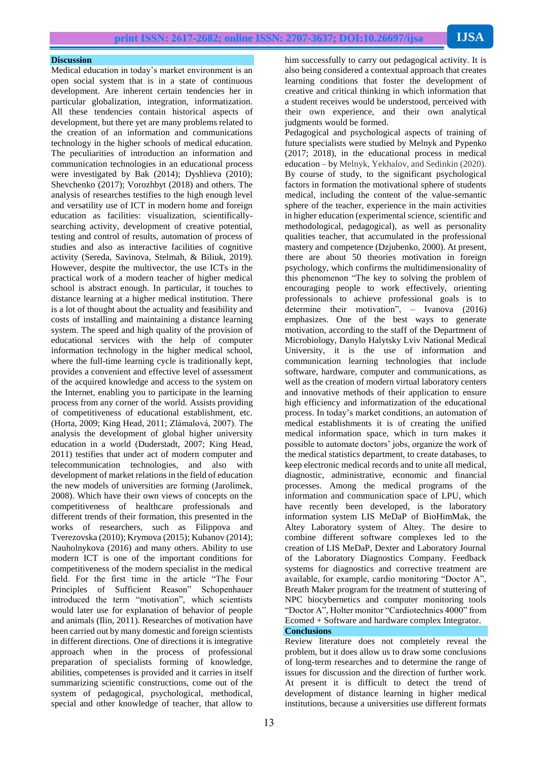## Discussion

Medical education in today's market environment is an open social system that is in a state of continuous development. Are inherent certain tendencies her in particular globalization, integration, informatization. All these tendencies contain historical aspects of development, but there yet are many problems related to the creation of an information and communications technology in the higher schools of medical education. The peculiarities of introduction an information and communication technologies in an educational process were investigated by Bak (2014); Dyshlieva (2010); Shevchenko (2017); Vorozhbyt (2018) and others. The analysis of researches testifies to the high enough level and versatility use of ICT in modern home and foreign education as facilities: visualization, scientifically-searching activity, development of creative potential, testing and control of results, automation of process of studies and also as interactive facilities of cognitive activity (Sereda, Savinova, Stelmah, & Biliuk, 2019). However, despite the multivector, the use ICTs in the practical work of a modern teacher of higher medical school is abstract enough. In particular, it touches to distance learning at a higher medical institution. There is a lot of thought about the actuality and feasibility and costs of installing and maintaining a distance learning system. The speed and high quality of the provision of educational services with the help of computer information technology in the higher medical school, where the full-time learning cycle is traditionally kept, provides a convenient and effective level of assessment of the acquired knowledge and access to the system on the Internet, enabling you to participate in the learning process from any corner of the world. Assists providing of competitiveness of educational establishment, etc. (Horta, 2009; King Head, 2011; Zlámalová, 2007). The analysis the development of global higher university education in a world (Duderstadt, 2007; King Head, 2011) testifies that under act of modern computer and telecommunication technologies, and also with development of market relations in the field of education the new models of universities are forming (Jarolímek, 2008). Which have their own views of concepts on the competitiveness of healthcare professionals and different trends of their formation, this presented in the works of researchers, such as Filippova and Tverezovska (2010); Krymova (2015); Kubanov (2014); Nauholnykova (2016) and many others. Ability to use modern ICT is one of the important conditions for competitiveness of the modern specialist in the medical field. For the first time in the article "The Four Principles of Sufficient Reason" Schopenhauer introduced the term "motivation", which scientists would later use for explanation of behavior of people and animals (Ilin, 2011). Researches of motivation have been carried out by many domestic and foreign scientists in different directions. One of directions it is integrative approach when in the process of professional preparation of specialists forming of knowledge, abilities, competenses is provided and it carries in itself summarizing scientific constructions, come out of the system of pedagogical, psychological, methodical, special and other knowledge of teacher, that allow to him successfully to carry out pedagogical activity. It is also being considered a contextual approach that creates learning conditions that foster the development of creative and critical thinking in which information that a student receives would be understood, perceived with their own experience, and their own analytical judgments would be formed.

Pedagogical and psychological aspects of training of future specialists were studied by Melnyk and Pypenko (2017; 2018), in the educational process in medical education – by Melnyk, Yekhalov, and Sedinkin (2020). By course of study, to the significant psychological factors in formation the motivational sphere of students medical, including the content of the value-semantic sphere of the teacher, experience in the main activities in higher education (experimental science, scientific and methodological, pedagogical), as well as personality qualities teacher, that accumulated in the professional mastery and competence (Dzjubenko, 2000). At present, there are about 50 theories motivation in foreign psychology, which confirms the multidimensionality of this phenomenon "The key to solving the problem of encouraging people to work effectively, orienting professionals to achieve professional goals is to determine their motivation", – Ivanova (2016) emphasizes. One of the best ways to generate motivation, according to the staff of the Department of Microbiology, Danylo Halytsky Lviv National Medical University, it is the use of information and communication learning technologies that include software, hardware, computer and communications, as well as the creation of modern virtual laboratory centers and innovative methods of their application to ensure high efficiency and informatization of the educational process. In today's market conditions, an automation of medical establishments it is of creating the unified medical information space, which in turn makes it possible to automate doctors' jobs, organize the work of the medical statistics department, to create databases, to keep electronic medical records and to unite all medical, diagnostic, administrative, economic and financial processes. Among the medical programs of the information and communication space of LPU, which have recently been developed, is the laboratory information system LIS MeDaP of BioHimMak, the Altey Laboratory system of Altey. The desire to combine different software complexes led to the creation of LIS MeDaP, Dexter and Laboratory Journal of the Laboratory Diagnostics Company. Feedback systems for diagnostics and corrective treatment are available, for example, cardio monitoring "Doctor A", Breath Maker program for the treatment of stuttering of NPC biocybernetics and computer monitoring tools "Doctor A", Holter monitor "Cardiotechnics 4000" from Ecomed + Software and hardware complex Integrator.

## Conclusions

Review literature does not completely reveal the problem, but it does allow us to draw some conclusions of long-term researches and to determine the range of issues for discussion and the direction of further work. At present it is difficult to detect the trend of development of distance learning in higher medical institutions, because a universities use different formats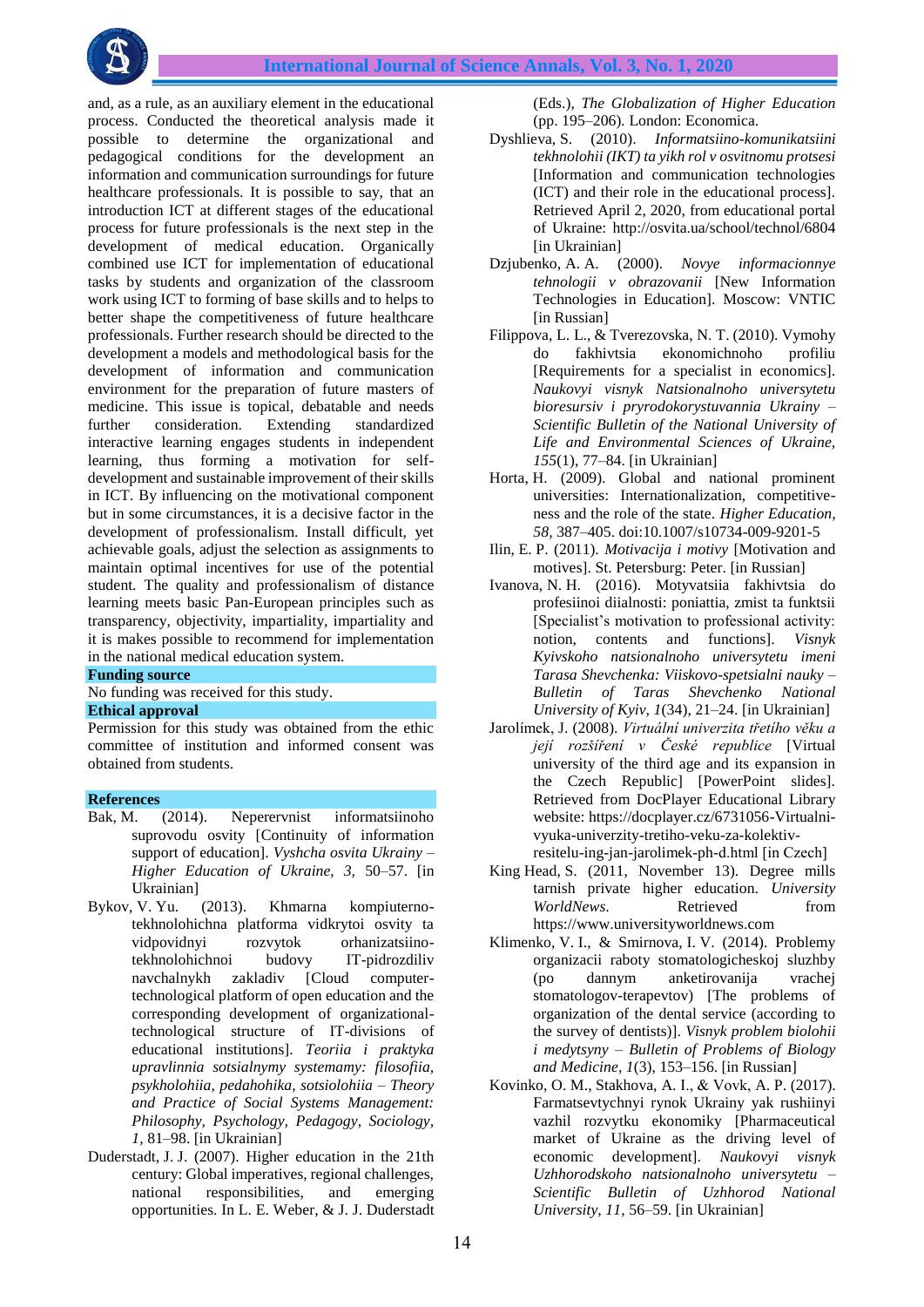and, as a rule, as an auxiliary element in the educational process. Conducted the theoretical analysis made it possible to determine the organizational and pedagogical conditions for the development an information and communication surroundings for future healthcare professionals. It is possible to say, that an introduction ICT at different stages of the educational process for future professionals is the next step in the development of medical education. Organically combined use ICT for implementation of educational tasks by students and organization of the classroom work using ICT to forming of base skills and to helps to better shape the competitiveness of future healthcare professionals. Further research should be directed to the development a models and methodological basis for the development of information and communication environment for the preparation of future masters of medicine. This issue is topical, debatable and needs further consideration. Extending standardized interactive learning engages students in independent learning, thus forming a motivation for self-development and sustainable improvement of their skills in ICT. By influencing on the motivational component but in some circumstances, it is a decisive factor in the development of professionalism. Install difficult, yet achievable goals, adjust the selection as assignments to maintain optimal incentives for use of the potential student. The quality and professionalism of distance learning meets basic Pan-European principles such as transparency, objectivity, impartiality, impartiality and it is makes possible to recommend for implementation in the national medical education system.

## Funding source

No funding was received for this study.

## Ethical approval

Permission for this study was obtained from the ethic committee of institution and informed consent was obtained from students.

## References

Bak, M. (2014). Neperervnist informatsiinoho suprovodu osvity [Continuity of information support of education]. *Vyshcha osvita Ukrainy – Higher Education of Ukraine, 3,* 50–57. [in Ukrainian]

Bykov, V. Yu. (2013). Khmarna kompiuterno-tekhnolohichna platforma vidkrytoi osvity ta vidpovidnyi rozvytok orhanizatsiino-tekhnolohichnoi budovy IT-pidrozdiliv navchalnykh zakladiv [Cloud computer-technological platform of open education and the corresponding development of organizational-technological structure of IT-divisions of educational institutions]. *Teoriia i praktyka upravlinnia sotsialnymy systemamy: filosofiia, psykholohiia, pedahohika, sotsiolohiia – Theory and Practice of Social Systems Management: Philosophy, Psychology, Pedagogy, Sociology, 1,* 81–98. [in Ukrainian]

Duderstadt, J. J. (2007). Higher education in the 21th century: Global imperatives, regional challenges, national responsibilities, and emerging opportunities. In L. E. Weber, & J. J. Duderstadt (Eds.), *The Globalization of Higher Education* (pp. 195–206). London: Economica.

Dyshlieva, S. (2010). *Informatsiino-komunikatsiini tekhnolohii (IKT) ta yikh rol v osvitnomu protsesi* [Information and communication technologies (ICT) and their role in the educational process]. Retrieved April 2, 2020, from educational portal of Ukraine: http://osvita.ua/school/technol/6804 [in Ukrainian]

Dzjubenko, A. A. (2000). *Novye informacionnye tehnologii v obrazovanii* [New Information Technologies in Education]. Moscow: VNTIC [in Russian]

Filippova, L. L., & Tverezovska, N. T. (2010). Vymohy do fakhivtsia ekonomichnoho profiliu [Requirements for a specialist in economics]. *Naukovyi visnyk Natsionalnoho universytetu bioresursiv i pryrodokorystuvannia Ukrainy – Scientific Bulletin of the National University of Life and Environmental Sciences of Ukraine, 155*(1), 77–84. [in Ukrainian]

Horta, H. (2009). Global and national prominent universities: Internationalization, competitive-ness and the role of the state. *Higher Education, 58,* 387–405. doi:10.1007/s10734-009-9201-5

Ilin, E. P. (2011). *Motivacija i motivy* [Motivation and motives]. St. Petersburg: Peter. [in Russian]

Ivanova, N. H. (2016). Motyvatsiia fakhivtsia do profesiinoi diialnosti: poniattia, zmist ta funktsii [Specialist's motivation to professional activity: notion, contents and functions]. *Visnyk Kyivskoho natsionalnoho universytetu imeni Tarasa Shevchenka: Viiskovo-spetsialni nauky – Bulletin of Taras Shevchenko National University of Kyiv, 1*(34), 21–24. [in Ukrainian]

Jarolímek, J. (2008). *Virtuální univerzita třetího věku a její rozšíření v České republice* [Virtual university of the third age and its expansion in the Czech Republic] [PowerPoint slides]. Retrieved from DocPlayer Educational Library website: https://docplayer.cz/6731056-Virtualni-vyuka-univerzity-tretiho-veku-za-kolektiv-resitelu-ing-jan-jarolimek-ph-d.html [in Czech]

King Head, S. (2011, November 13). Degree mills tarnish private higher education. *University WorldNews*. Retrieved from https://www.universityworldnews.com

Klimenko, V. I., & Smirnova, I. V. (2014). Problemy organizacii raboty stomatologicheskoj sluzhby (po dannym anketirovanija vrachej stomatologov-terapevtov) [The problems of organization of the dental service (according to the survey of dentists)]. *Visnyk problem biolohii i medytsyny – Bulletin of Problems of Biology and Medicine, 1*(3), 153–156. [in Russian]

Kovinko, O. M., Stakhova, A. I., & Vovk, A. P. (2017). Farmatsevtychnyi rynok Ukrainy yak rushiinyi vazhil rozvytku ekonomiky [Pharmaceutical market of Ukraine as the driving level of economic development]. *Naukovyi visnyk Uzhhorodskoho natsionalnoho universytetu – Scientific Bulletin of Uzhhorod National University, 11,* 56–59. [in Ukrainian]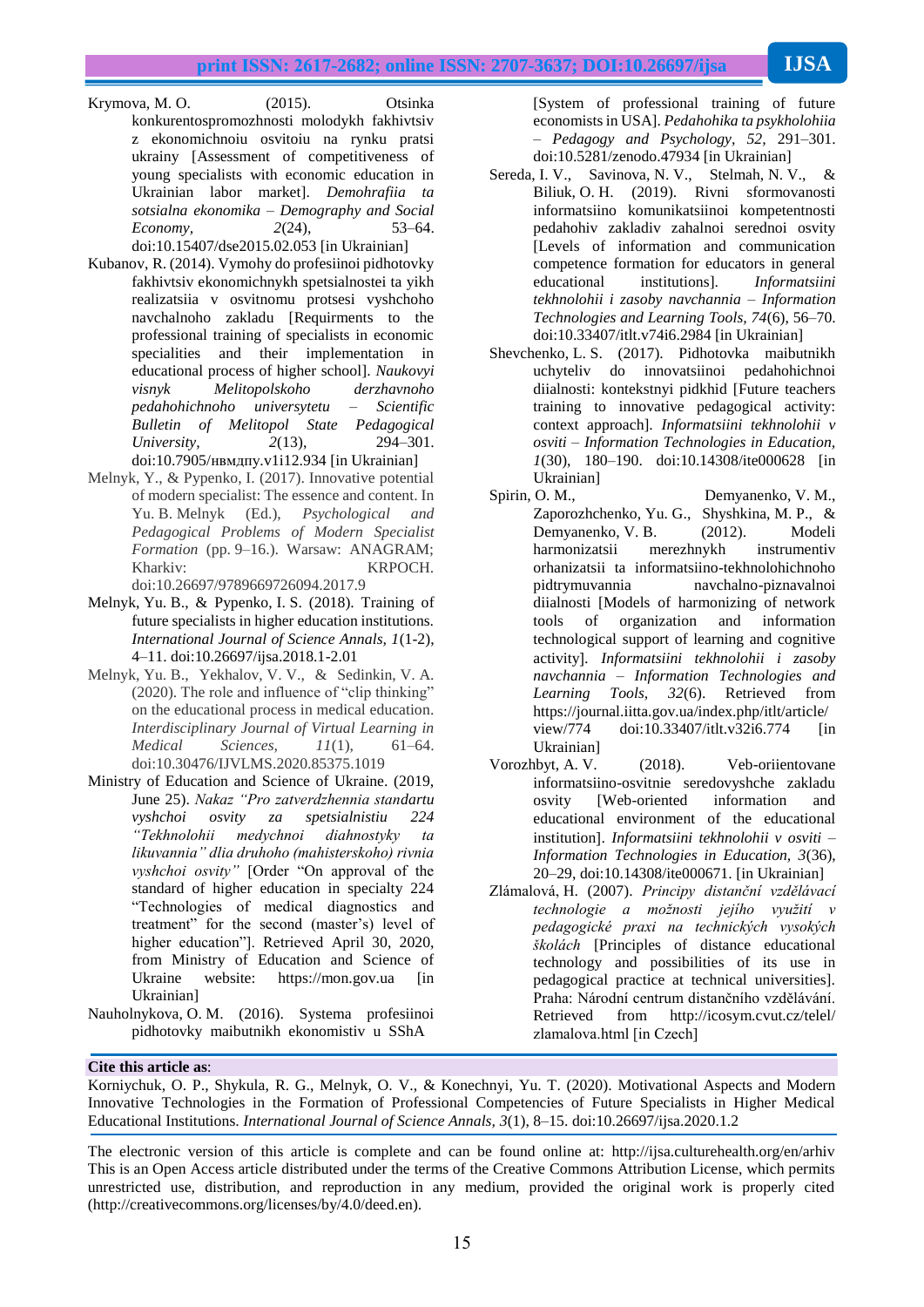Krymova, M. O. (2015). Otsinka konkurentospromozhnosti molodykh fakhivtsiv z ekonomichnoiu osvitoiu na rynku pratsi ukrainy [Assessment of competitiveness of young specialists with economic education in Ukrainian labor market]. *Demohrafiia ta sotsialna ekonomika – Demography and Social Economy, 2*(24), 53–64. doi:10.15407/dse2015.02.053 [in Ukrainian]

Kubanov, R. (2014). Vymohy do profesiinoi pidhotovky fakhivtsiv ekonomichnykh spetsialnostei ta yikh realizatsiia v osvitnomu protsesi vyshchoho navchalnoho zakladu [Requirments to the professional training of specialists in economic specialities and their implementation in educational process of higher school]. *Naukovyi visnyk Melitopolskoho derzhavnoho pedahohichnoho universytetu – Scientific Bulletin of Melitopol State Pedagogical University, 2*(13), 294–301. doi:10.7905/нвмдпу.v1i12.934 [in Ukrainian]

Melnyk, Y., & Pypenko, I. (2017). Innovative potential of modern specialist: The essence and content. In Yu. B. Melnyk (Ed.), *Psychological and Pedagogical Problems of Modern Specialist Formation* (pp. 9–16.). Warsaw: ANAGRAM; Kharkiv: KRPOCH. doi:10.26697/9789669726094.2017.9

Melnyk, Yu. B., & Pypenko, I. S. (2018). Training of future specialists in higher education institutions. *International Journal of Science Annals, 1*(1-2), 4–11. doi:10.26697/ijsa.2018.1-2.01

Melnyk, Yu. B., Yekhalov, V. V., & Sedinkin, V. A. (2020). The role and influence of "clip thinking" on the educational process in medical education. *Interdisciplinary Journal of Virtual Learning in Medical Sciences, 11*(1), 61–64. doi:10.30476/IJVLMS.2020.85375.1019

Ministry of Education and Science of Ukraine. (2019, June 25). *Nakaz "Pro zatverdzhennia standartu vyshchoi osvity za spetsialnistiu 224 "Tekhnolohii medychnoi diahnostyky ta likuvannia" dlia druhoho (mahisterskoho) rivnia vyshchoi osvity"* [Order "On approval of the standard of higher education in specialty 224 "Technologies of medical diagnostics and treatment" for the second (master's) level of higher education"]. Retrieved April 30, 2020, from Ministry of Education and Science of Ukraine website: https://mon.gov.ua [in Ukrainian]

Nauholnykova, O. M. (2016). Systema profesiinoi pidhotovky maibutnikh ekonomistiv u SShA [System of professional training of future economists in USA]. *Pedahohika ta psykholohiia – Pedagogy and Psychology, 52,* 291–301. doi:10.5281/zenodo.47934 [in Ukrainian]

Sereda, I. V., Savinova, N. V., Stelmah, N. V., & Biliuk, O. H. (2019). Rivni sformovanosti informatsiino komunikatsiinoi kompetentnosti pedahohiv zakladiv zahalnoi serednoi osvity [Levels of information and communication competence formation for educators in general educational institutions]. *Informatsiini tekhnolohii i zasoby navchannia – Information Technologies and Learning Tools, 74*(6), 56–70. doi:10.33407/itlt.v74i6.2984 [in Ukrainian]

Shevchenko, L. S. (2017). Pidhotovka maibutnikh uchyteliv do innovatsiinoi pedahohichnoi diialnosti: kontekstnyi pidkhid [Future teachers training to innovative pedagogical activity: context approach]. *Informatsiini tekhnolohii v osviti – Information Technologies in Education, 1*(30), 180–190. doi:10.14308/ite000628 [in Ukrainian]

Spirin, O. M., Demyanenko, V. M., Zaporozhchenko, Yu. G., Shyshkina, M. P., & Demyanenko, V. B. (2012). Modeli harmonizatsii merezhnykh instrumentiv orhanizatsii ta informatsiino-tekhnolohichnoho pidtrymuvannia navchalno-piznavalnoi diialnosti [Models of harmonizing of network tools of organization and information technological support of learning and cognitive activity]. *Informatsiini tekhnolohii i zasoby navchannia – Information Technologies and Learning Tools, 32*(6). Retrieved from https://journal.iitta.gov.ua/index.php/itlt/article/view/774 doi:10.33407/itlt.v32i6.774 [in Ukrainian]

Vorozhbyt, A. V. (2018). Veb-oriientovane informatsiino-osvitnie seredovyshche zakladu osvity [Web-oriented information and educational environment of the educational institution]. *Informatsiini tekhnolohii v osviti – Information Technologies in Education, 3*(36), 20–29, doi:10.14308/ite000671. [in Ukrainian]

Zlámalová, H. (2007). *Principy distanční vzdělávací technologie a možnosti jejího využití v pedagogické praxi na technických vysokých školách* [Principles of distance educational technology and possibilities of its use in pedagogical practice at technical universities]. Praha: Národní centrum distančního vzdělávání. Retrieved from http://icosym.cvut.cz/telel/zlamalova.html [in Czech]

**Cite this article as**:

Korniychuk, O. P., Shykula, R. G., Melnyk, O. V., & Konechnyi, Yu. T. (2020). Motivational Aspects and Modern Innovative Technologies in the Formation of Professional Competencies of Future Specialists in Higher Medical Educational Institutions. *International Journal of Science Annals, 3*(1), 8–15. doi:10.26697/ijsa.2020.1.2

The electronic version of this article is complete and can be found online at: http://ijsa.culturehealth.org/en/arhiv
This is an Open Access article distributed under the terms of the Creative Commons Attribution License, which permits unrestricted use, distribution, and reproduction in any medium, provided the original work is properly cited (http://creativecommons.org/licenses/by/4.0/deed.en).